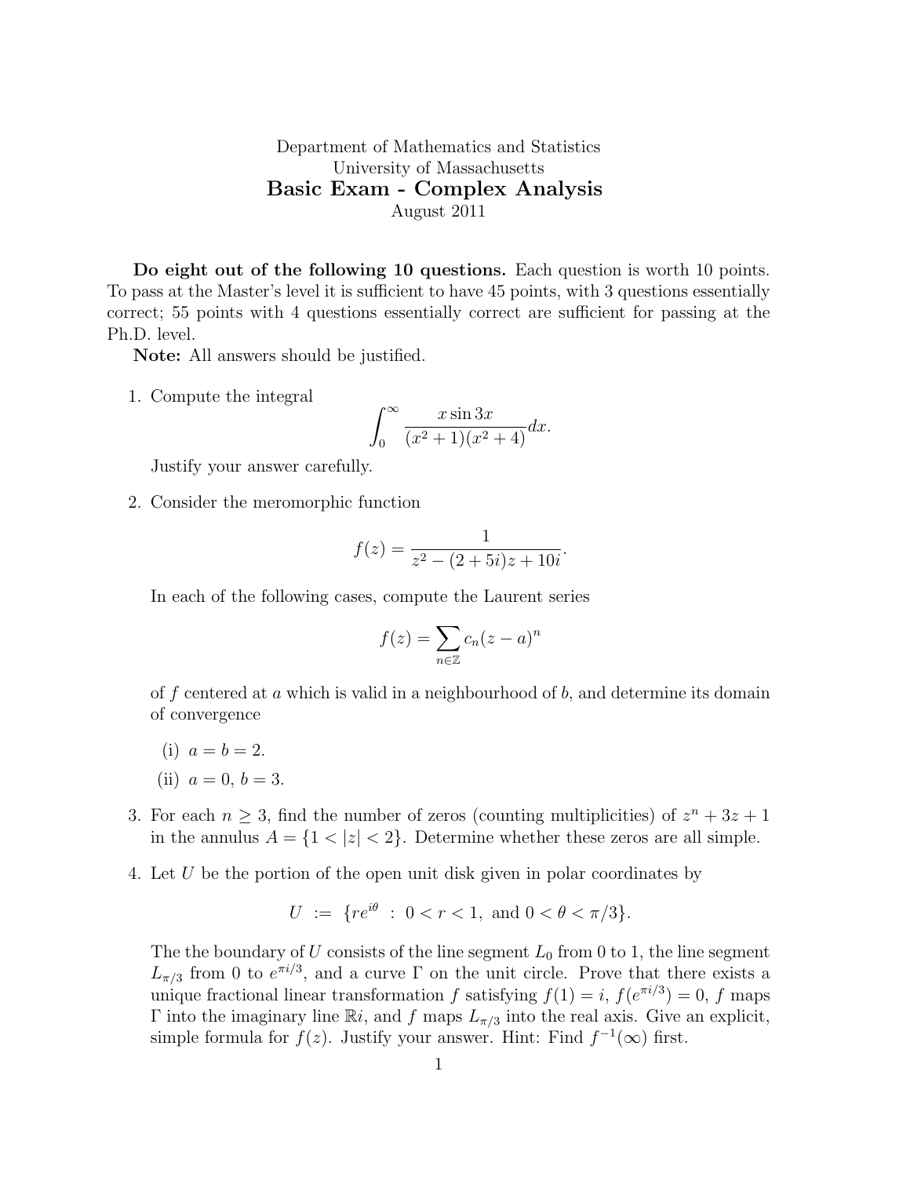Department of Mathematics and Statistics
University of Massachusetts

# Basic Exam - Complex Analysis

August 2011

**Do eight out of the following 10 questions.** Each question is worth 10 points. To pass at the Master's level it is sufficient to have 45 points, with 3 questions essentially correct; 55 points with 4 questions essentially correct are sufficient for passing at the Ph.D. level.

**Note:** All answers should be justified.

1. Compute the integral
$$\int_0^\infty \frac{x \sin 3x}{(x^2+1)(x^2+4)} dx.$$
Justify your answer carefully.

2. Consider the meromorphic function
$$f(z) = \frac{1}{z^2 - (2+5i)z + 10i}.$$
In each of the following cases, compute the Laurent series
$$f(z) = \sum_{n \in \mathbb{Z}} c_n (z-a)^n$$
of $f$ centered at $a$ which is valid in a neighbourhood of $b$, and determine its domain of convergence
   (i) $a = b = 2$.
   (ii) $a = 0$, $b = 3$.

3. For each $n \geq 3$, find the number of zeros (counting multiplicities) of $z^n + 3z + 1$ in the annulus $A = \{1 < |z| < 2\}$. Determine whether these zeros are all simple.

4. Let $U$ be the portion of the open unit disk given in polar coordinates by
$$U \ := \ \{re^{i\theta} \ : \ 0 < r < 1, \text{ and } 0 < \theta < \pi/3\}.$$
The the boundary of $U$ consists of the line segment $L_0$ from 0 to 1, the line segment $L_{\pi/3}$ from 0 to $e^{\pi i/3}$, and a curve $\Gamma$ on the unit circle. Prove that there exists a unique fractional linear transformation $f$ satisfying $f(1) = i$, $f(e^{\pi i/3}) = 0$, $f$ maps $\Gamma$ into the imaginary line $\mathbb{R}i$, and $f$ maps $L_{\pi/3}$ into the real axis. Give an explicit, simple formula for $f(z)$. Justify your answer. Hint: Find $f^{-1}(\infty)$ first.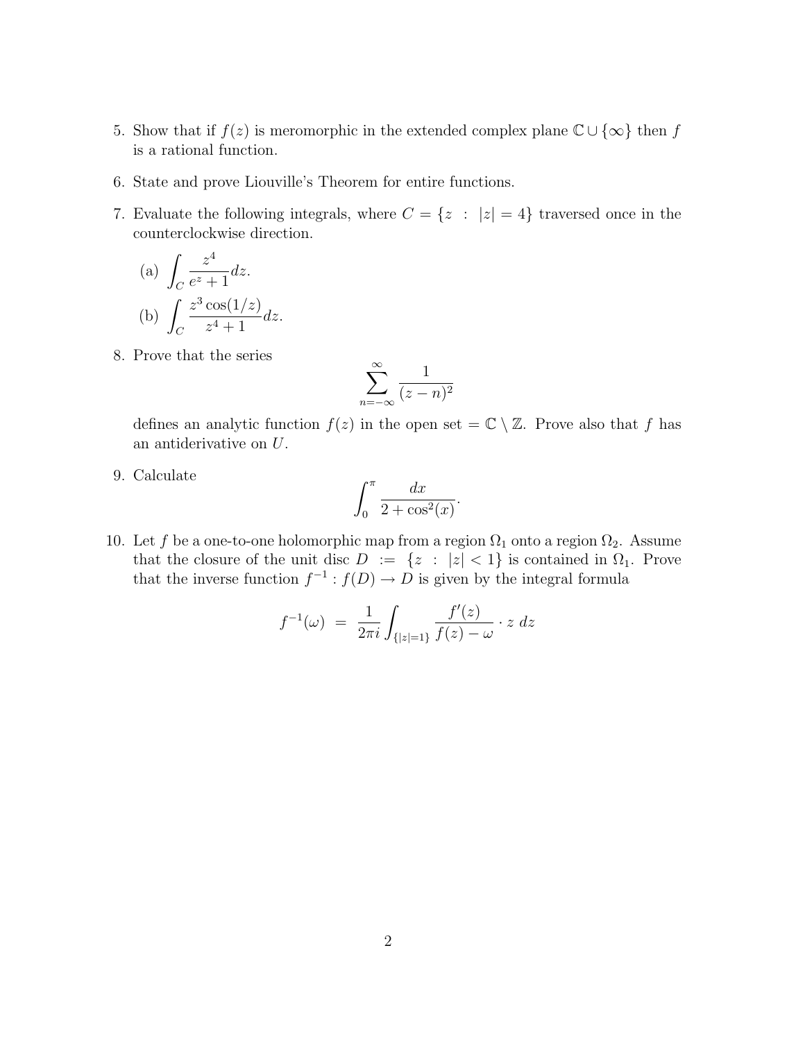5. Show that if $f(z)$ is meromorphic in the extended complex plane $\mathbb{C} \cup \{\infty\}$ then $f$ is a rational function.

6. State and prove Liouville's Theorem for entire functions.

7. Evaluate the following integrals, where $C = \{z \ : \ |z| = 4\}$ traversed once in the counterclockwise direction.

   (a) $\displaystyle\int_C \frac{z^4}{e^z + 1} dz.$

   (b) $\displaystyle\int_C \frac{z^3 \cos(1/z)}{z^4 + 1} dz.$

8. Prove that the series
$$\sum_{n=-\infty}^{\infty} \frac{1}{(z-n)^2}$$
defines an analytic function $f(z)$ in the open set $= \mathbb{C} \setminus \mathbb{Z}$. Prove also that $f$ has an antiderivative on $U$.

9. Calculate
$$\int_0^{\pi} \frac{dx}{2 + \cos^2(x)}.$$

10. Let $f$ be a one-to-one holomorphic map from a region $\Omega_1$ onto a region $\Omega_2$. Assume that the closure of the unit disc $D := \{z \ : \ |z| < 1\}$ is contained in $\Omega_1$. Prove that the inverse function $f^{-1} : f(D) \to D$ is given by the integral formula
$$f^{-1}(\omega) = \frac{1}{2\pi i} \int_{\{|z|=1\}} \frac{f'(z)}{f(z) - \omega} \cdot z \ dz$$